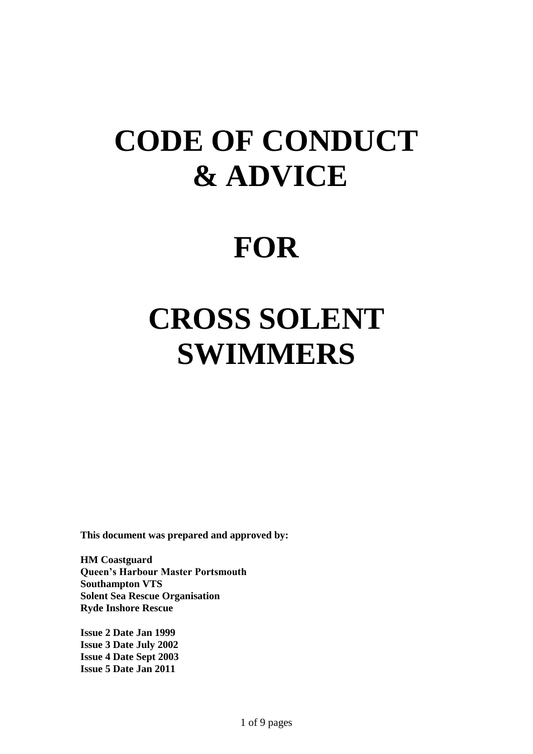# CODE OF CONDUCT & ADVICE

# FOR

# CROSS SOLENT SWIMMERS

**This document was prepared and approved by:**

**HM Coastguard**
**Queen's Harbour Master Portsmouth**
**Southampton VTS**
**Solent Sea Rescue Organisation**
**Ryde Inshore Rescue**

**Issue 2 Date Jan 1999**
**Issue 3 Date July 2002**
**Issue 4 Date Sept 2003**
**Issue 5 Date Jan 2011**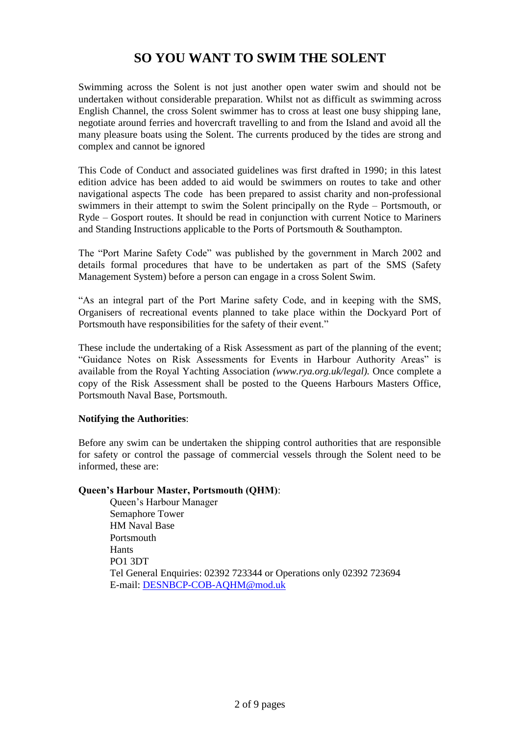# SO YOU WANT TO SWIM THE SOLENT

Swimming across the Solent is not just another open water swim and should not be undertaken without considerable preparation. Whilst not as difficult as swimming across English Channel, the cross Solent swimmer has to cross at least one busy shipping lane, negotiate around ferries and hovercraft travelling to and from the Island and avoid all the many pleasure boats using the Solent. The currents produced by the tides are strong and complex and cannot be ignored

This Code of Conduct and associated guidelines was first drafted in 1990; in this latest edition advice has been added to aid would be swimmers on routes to take and other navigational aspects The code has been prepared to assist charity and non-professional swimmers in their attempt to swim the Solent principally on the Ryde – Portsmouth, or Ryde – Gosport routes. It should be read in conjunction with current Notice to Mariners and Standing Instructions applicable to the Ports of Portsmouth & Southampton.

The "Port Marine Safety Code" was published by the government in March 2002 and details formal procedures that have to be undertaken as part of the SMS (Safety Management System) before a person can engage in a cross Solent Swim.

"As an integral part of the Port Marine safety Code, and in keeping with the SMS, Organisers of recreational events planned to take place within the Dockyard Port of Portsmouth have responsibilities for the safety of their event."

These include the undertaking of a Risk Assessment as part of the planning of the event; "Guidance Notes on Risk Assessments for Events in Harbour Authority Areas" is available from the Royal Yachting Association *(www.rya.org.uk/legal).* Once complete a copy of the Risk Assessment shall be posted to the Queens Harbours Masters Office, Portsmouth Naval Base, Portsmouth.

**Notifying the Authorities**:

Before any swim can be undertaken the shipping control authorities that are responsible for safety or control the passage of commercial vessels through the Solent need to be informed, these are:

**Queen's Harbour Master, Portsmouth (QHM)**:

Queen's Harbour Manager
Semaphore Tower
HM Naval Base
Portsmouth
Hants
PO1 3DT
Tel General Enquiries: 02392 723344 or Operations only 02392 723694
E-mail: DESNBCP-COB-AQHM@mod.uk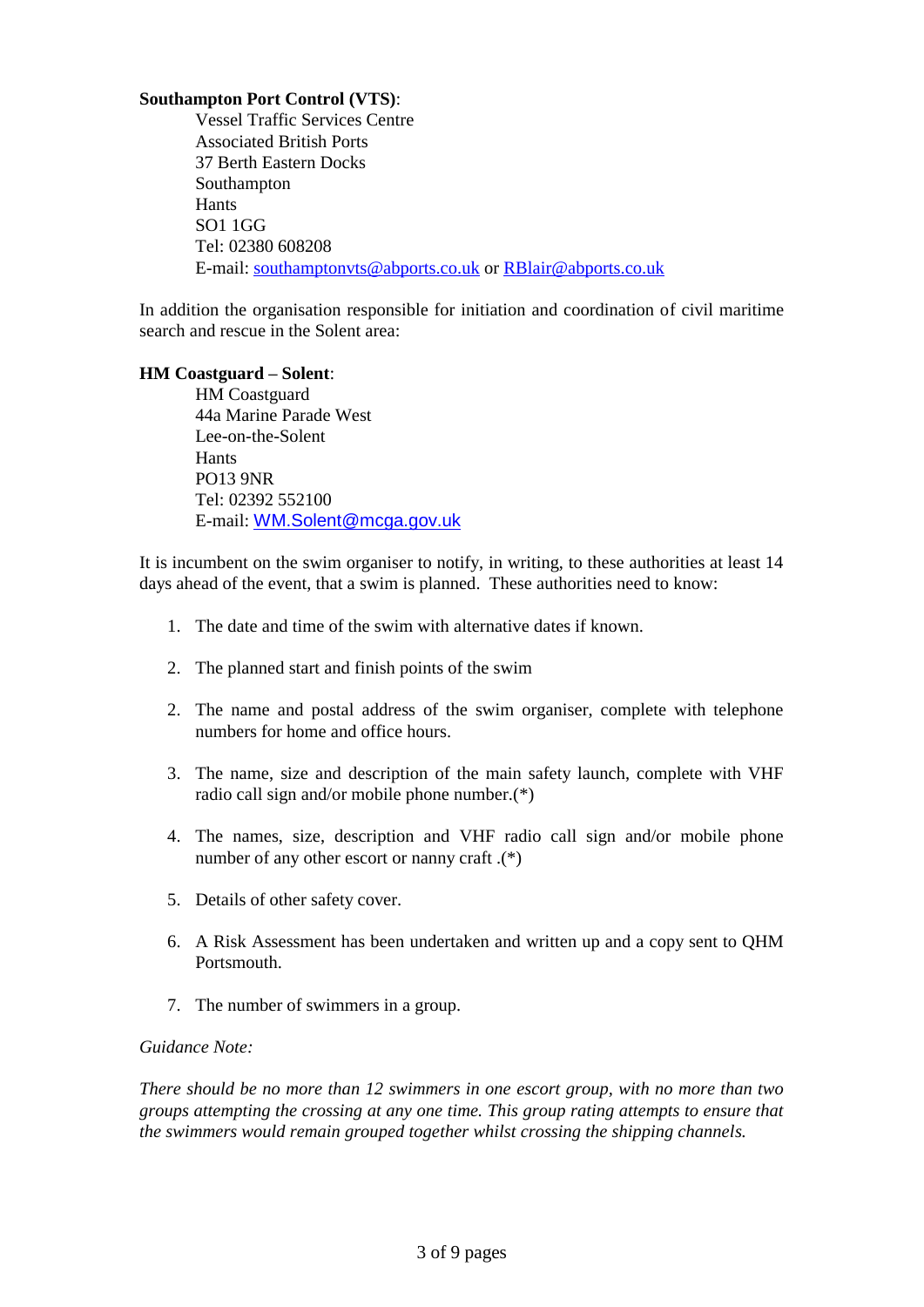**Southampton Port Control (VTS)**:

Vessel Traffic Services Centre
Associated British Ports
37 Berth Eastern Docks
Southampton
Hants
SO1 1GG
Tel: 02380 608208
E-mail: southamptonvts@abports.co.uk or RBlair@abports.co.uk

In addition the organisation responsible for initiation and coordination of civil maritime search and rescue in the Solent area:

**HM Coastguard – Solent**:

HM Coastguard
44a Marine Parade West
Lee-on-the-Solent
Hants
PO13 9NR
Tel: 02392 552100
E-mail: WM.Solent@mcga.gov.uk

It is incumbent on the swim organiser to notify, in writing, to these authorities at least 14 days ahead of the event, that a swim is planned. These authorities need to know:

1. The date and time of the swim with alternative dates if known.

2. The planned start and finish points of the swim

2. The name and postal address of the swim organiser, complete with telephone numbers for home and office hours.

3. The name, size and description of the main safety launch, complete with VHF radio call sign and/or mobile phone number.(*)

4. The names, size, description and VHF radio call sign and/or mobile phone number of any other escort or nanny craft .(*)

5. Details of other safety cover.

6. A Risk Assessment has been undertaken and written up and a copy sent to QHM Portsmouth.

7. The number of swimmers in a group.

*Guidance Note:*

*There should be no more than 12 swimmers in one escort group, with no more than two groups attempting the crossing at any one time. This group rating attempts to ensure that the swimmers would remain grouped together whilst crossing the shipping channels.*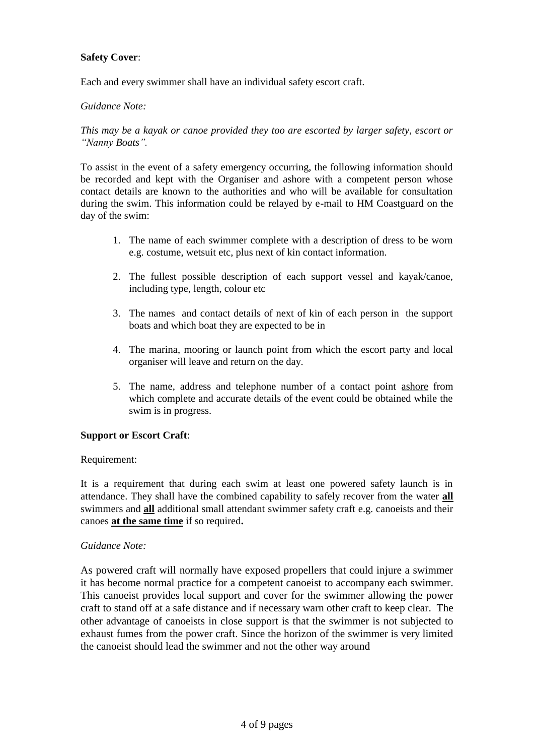**Safety Cover**:

Each and every swimmer shall have an individual safety escort craft.

*Guidance Note:*

*This may be a kayak or canoe provided they too are escorted by larger safety, escort or "Nanny Boats".*

To assist in the event of a safety emergency occurring, the following information should be recorded and kept with the Organiser and ashore with a competent person whose contact details are known to the authorities and who will be available for consultation during the swim. This information could be relayed by e-mail to HM Coastguard on the day of the swim:

1. The name of each swimmer complete with a description of dress to be worn e.g. costume, wetsuit etc, plus next of kin contact information.

2. The fullest possible description of each support vessel and kayak/canoe, including type, length, colour etc

3. The names and contact details of next of kin of each person in the support boats and which boat they are expected to be in

4. The marina, mooring or launch point from which the escort party and local organiser will leave and return on the day.

5. The name, address and telephone number of a contact point <u>ashore</u> from which complete and accurate details of the event could be obtained while the swim is in progress.

**Support or Escort Craft**:

Requirement:

It is a requirement that during each swim at least one powered safety launch is in attendance. They shall have the combined capability to safely recover from the water **<u>all</u>** swimmers and **<u>all</u>** additional small attendant swimmer safety craft e.g. canoeists and their canoes **<u>at the same time</u>** if so required**.**

*Guidance Note:*

As powered craft will normally have exposed propellers that could injure a swimmer it has become normal practice for a competent canoeist to accompany each swimmer. This canoeist provides local support and cover for the swimmer allowing the power craft to stand off at a safe distance and if necessary warn other craft to keep clear. The other advantage of canoeists in close support is that the swimmer is not subjected to exhaust fumes from the power craft. Since the horizon of the swimmer is very limited the canoeist should lead the swimmer and not the other way around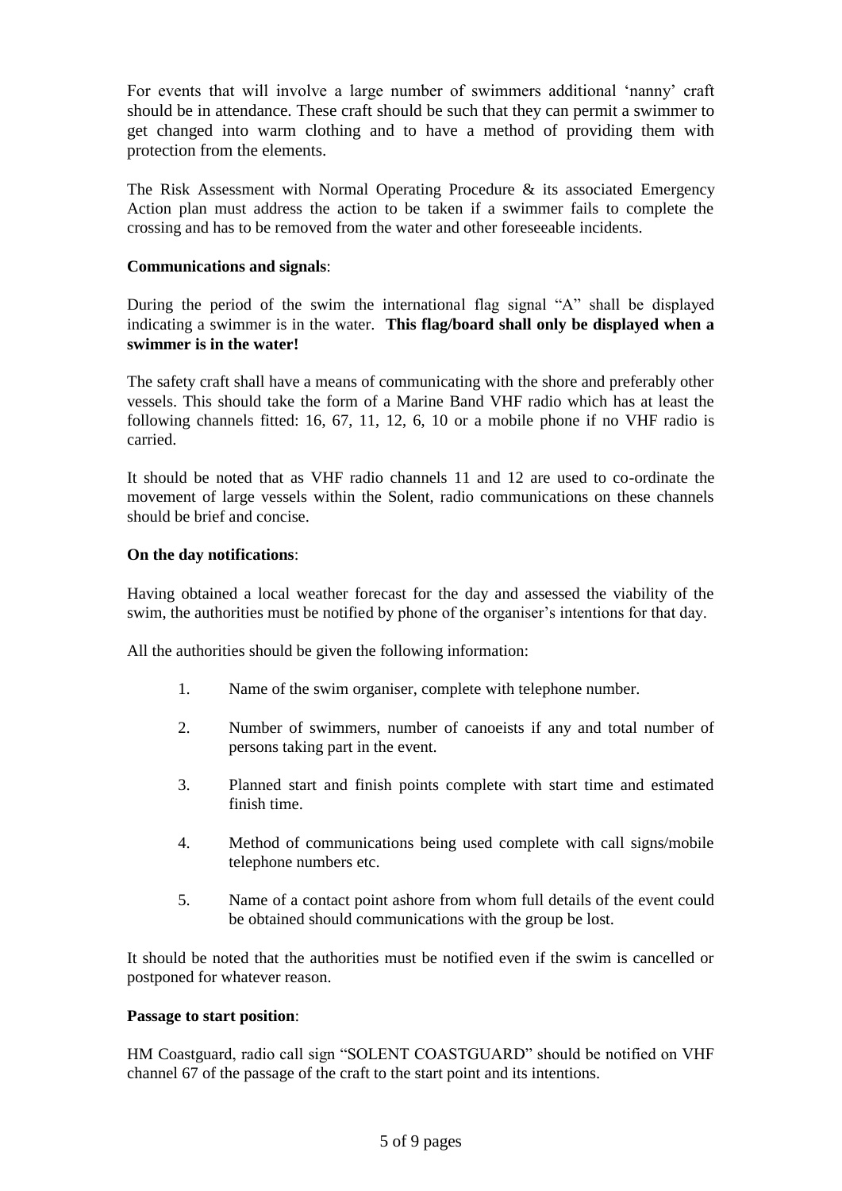For events that will involve a large number of swimmers additional ‘nanny’ craft should be in attendance. These craft should be such that they can permit a swimmer to get changed into warm clothing and to have a method of providing them with protection from the elements.

The Risk Assessment with Normal Operating Procedure & its associated Emergency Action plan must address the action to be taken if a swimmer fails to complete the crossing and has to be removed from the water and other foreseeable incidents.

**Communications and signals**:

During the period of the swim the international flag signal “A” shall be displayed indicating a swimmer is in the water. **This flag/board shall only be displayed when a swimmer is in the water!**

The safety craft shall have a means of communicating with the shore and preferably other vessels. This should take the form of a Marine Band VHF radio which has at least the following channels fitted: 16, 67, 11, 12, 6, 10 or a mobile phone if no VHF radio is carried.

It should be noted that as VHF radio channels 11 and 12 are used to co-ordinate the movement of large vessels within the Solent, radio communications on these channels should be brief and concise.

**On the day notifications**:

Having obtained a local weather forecast for the day and assessed the viability of the swim, the authorities must be notified by phone of the organiser’s intentions for that day.

All the authorities should be given the following information:

1. Name of the swim organiser, complete with telephone number.
2. Number of swimmers, number of canoeists if any and total number of persons taking part in the event.
3. Planned start and finish points complete with start time and estimated finish time.
4. Method of communications being used complete with call signs/mobile telephone numbers etc.
5. Name of a contact point ashore from whom full details of the event could be obtained should communications with the group be lost.

It should be noted that the authorities must be notified even if the swim is cancelled or postponed for whatever reason.

**Passage to start position**:

HM Coastguard, radio call sign “SOLENT COASTGUARD” should be notified on VHF channel 67 of the passage of the craft to the start point and its intentions.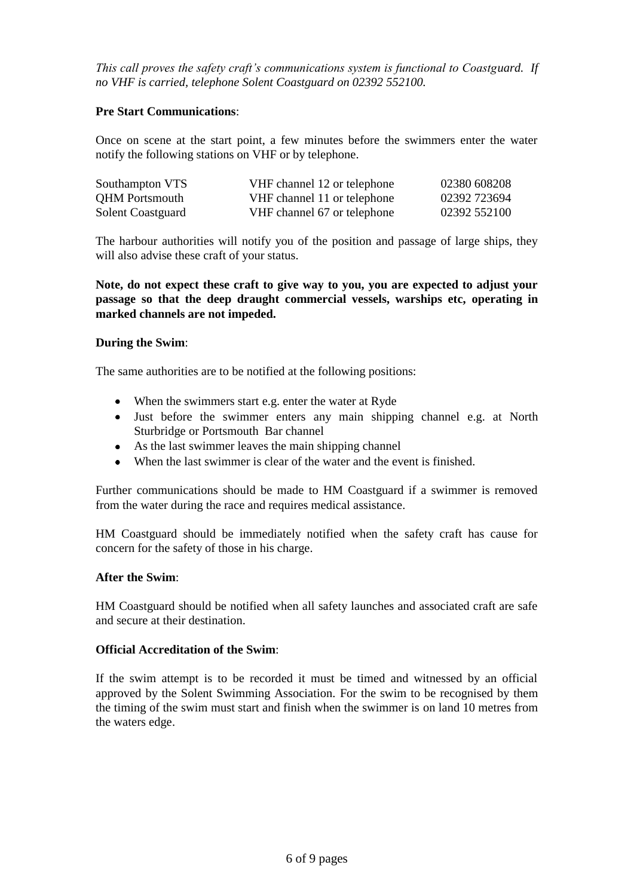*This call proves the safety craft's communications system is functional to Coastguard. If no VHF is carried, telephone Solent Coastguard on 02392 552100.*

**Pre Start Communications**:

Once on scene at the start point, a few minutes before the swimmers enter the water notify the following stations on VHF or by telephone.

| | | |
|---|---|---|
| Southampton VTS | VHF channel 12 or telephone | 02380 608208 |
| QHM Portsmouth | VHF channel 11 or telephone | 02392 723694 |
| Solent Coastguard | VHF channel 67 or telephone | 02392 552100 |

The harbour authorities will notify you of the position and passage of large ships, they will also advise these craft of your status.

**Note, do not expect these craft to give way to you, you are expected to adjust your passage so that the deep draught commercial vessels, warships etc, operating in marked channels are not impeded.**

**During the Swim**:

The same authorities are to be notified at the following positions:

- When the swimmers start e.g. enter the water at Ryde
- Just before the swimmer enters any main shipping channel e.g. at North Sturbridge or Portsmouth Bar channel
- As the last swimmer leaves the main shipping channel
- When the last swimmer is clear of the water and the event is finished.

Further communications should be made to HM Coastguard if a swimmer is removed from the water during the race and requires medical assistance.

HM Coastguard should be immediately notified when the safety craft has cause for concern for the safety of those in his charge.

**After the Swim**:

HM Coastguard should be notified when all safety launches and associated craft are safe and secure at their destination.

**Official Accreditation of the Swim**:

If the swim attempt is to be recorded it must be timed and witnessed by an official approved by the Solent Swimming Association. For the swim to be recognised by them the timing of the swim must start and finish when the swimmer is on land 10 metres from the waters edge.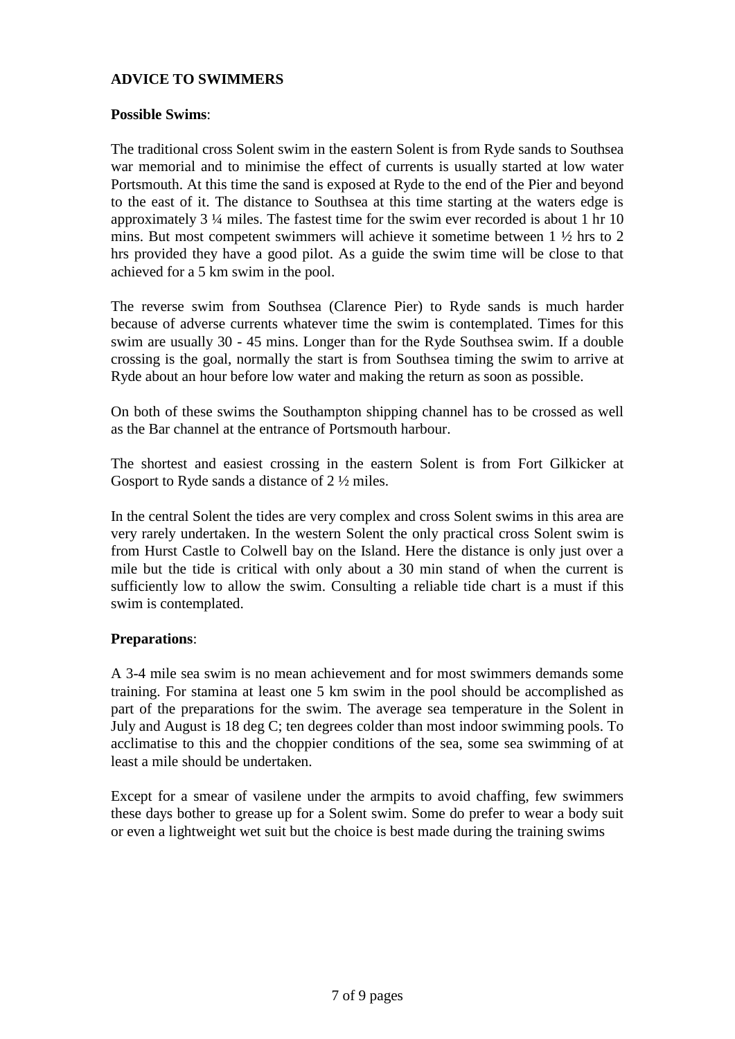**ADVICE TO SWIMMERS**

**Possible Swims**:

The traditional cross Solent swim in the eastern Solent is from Ryde sands to Southsea war memorial and to minimise the effect of currents is usually started at low water Portsmouth. At this time the sand is exposed at Ryde to the end of the Pier and beyond to the east of it. The distance to Southsea at this time starting at the waters edge is approximately 3 ¼ miles. The fastest time for the swim ever recorded is about 1 hr 10 mins. But most competent swimmers will achieve it sometime between 1 ½ hrs to 2 hrs provided they have a good pilot. As a guide the swim time will be close to that achieved for a 5 km swim in the pool.

The reverse swim from Southsea (Clarence Pier) to Ryde sands is much harder because of adverse currents whatever time the swim is contemplated. Times for this swim are usually 30 - 45 mins. Longer than for the Ryde Southsea swim. If a double crossing is the goal, normally the start is from Southsea timing the swim to arrive at Ryde about an hour before low water and making the return as soon as possible.

On both of these swims the Southampton shipping channel has to be crossed as well as the Bar channel at the entrance of Portsmouth harbour.

The shortest and easiest crossing in the eastern Solent is from Fort Gilkicker at Gosport to Ryde sands a distance of 2 ½ miles.

In the central Solent the tides are very complex and cross Solent swims in this area are very rarely undertaken. In the western Solent the only practical cross Solent swim is from Hurst Castle to Colwell bay on the Island. Here the distance is only just over a mile but the tide is critical with only about a 30 min stand of when the current is sufficiently low to allow the swim. Consulting a reliable tide chart is a must if this swim is contemplated.

**Preparations**:

A 3-4 mile sea swim is no mean achievement and for most swimmers demands some training. For stamina at least one 5 km swim in the pool should be accomplished as part of the preparations for the swim. The average sea temperature in the Solent in July and August is 18 deg C; ten degrees colder than most indoor swimming pools. To acclimatise to this and the choppier conditions of the sea, some sea swimming of at least a mile should be undertaken.

Except for a smear of vasilene under the armpits to avoid chaffing, few swimmers these days bother to grease up for a Solent swim. Some do prefer to wear a body suit or even a lightweight wet suit but the choice is best made during the training swims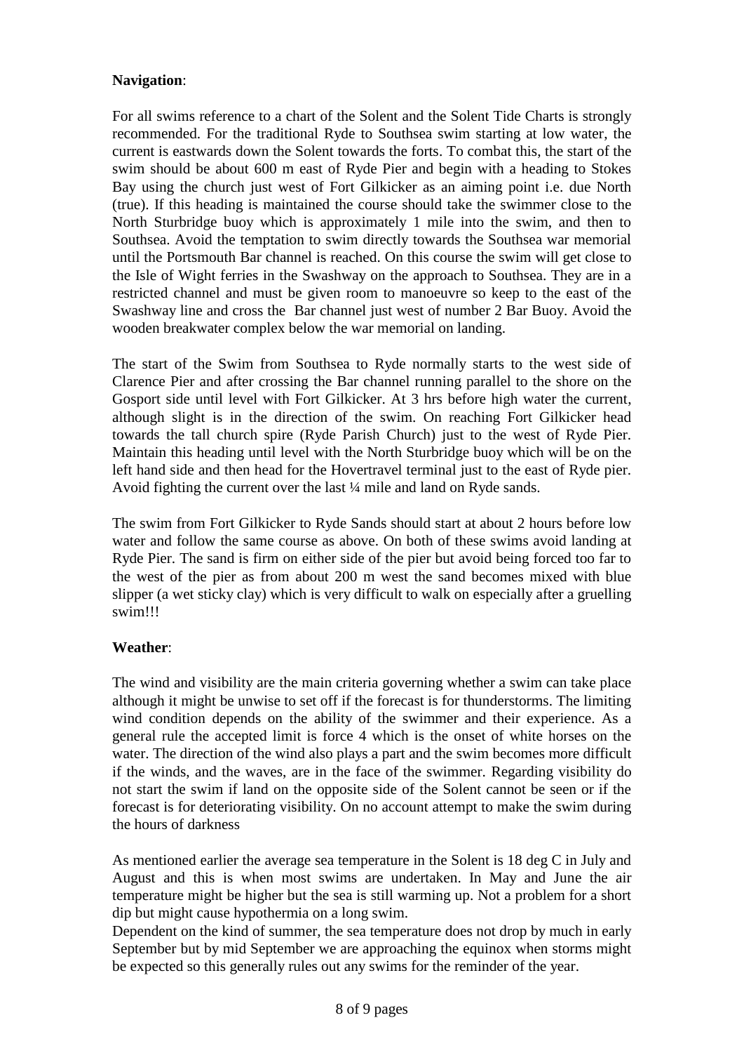**Navigation**:

For all swims reference to a chart of the Solent and the Solent Tide Charts is strongly recommended. For the traditional Ryde to Southsea swim starting at low water, the current is eastwards down the Solent towards the forts. To combat this, the start of the swim should be about 600 m east of Ryde Pier and begin with a heading to Stokes Bay using the church just west of Fort Gilkicker as an aiming point i.e. due North (true). If this heading is maintained the course should take the swimmer close to the North Sturbridge buoy which is approximately 1 mile into the swim, and then to Southsea. Avoid the temptation to swim directly towards the Southsea war memorial until the Portsmouth Bar channel is reached. On this course the swim will get close to the Isle of Wight ferries in the Swashway on the approach to Southsea. They are in a restricted channel and must be given room to manoeuvre so keep to the east of the Swashway line and cross the Bar channel just west of number 2 Bar Buoy. Avoid the wooden breakwater complex below the war memorial on landing.

The start of the Swim from Southsea to Ryde normally starts to the west side of Clarence Pier and after crossing the Bar channel running parallel to the shore on the Gosport side until level with Fort Gilkicker. At 3 hrs before high water the current, although slight is in the direction of the swim. On reaching Fort Gilkicker head towards the tall church spire (Ryde Parish Church) just to the west of Ryde Pier. Maintain this heading until level with the North Sturbridge buoy which will be on the left hand side and then head for the Hovertravel terminal just to the east of Ryde pier. Avoid fighting the current over the last ¼ mile and land on Ryde sands.

The swim from Fort Gilkicker to Ryde Sands should start at about 2 hours before low water and follow the same course as above. On both of these swims avoid landing at Ryde Pier. The sand is firm on either side of the pier but avoid being forced too far to the west of the pier as from about 200 m west the sand becomes mixed with blue slipper (a wet sticky clay) which is very difficult to walk on especially after a gruelling swim!!!

**Weather**:

The wind and visibility are the main criteria governing whether a swim can take place although it might be unwise to set off if the forecast is for thunderstorms. The limiting wind condition depends on the ability of the swimmer and their experience. As a general rule the accepted limit is force 4 which is the onset of white horses on the water. The direction of the wind also plays a part and the swim becomes more difficult if the winds, and the waves, are in the face of the swimmer. Regarding visibility do not start the swim if land on the opposite side of the Solent cannot be seen or if the forecast is for deteriorating visibility. On no account attempt to make the swim during the hours of darkness

As mentioned earlier the average sea temperature in the Solent is 18 deg C in July and August and this is when most swims are undertaken. In May and June the air temperature might be higher but the sea is still warming up. Not a problem for a short dip but might cause hypothermia on a long swim.
Dependent on the kind of summer, the sea temperature does not drop by much in early September but by mid September we are approaching the equinox when storms might be expected so this generally rules out any swims for the reminder of the year.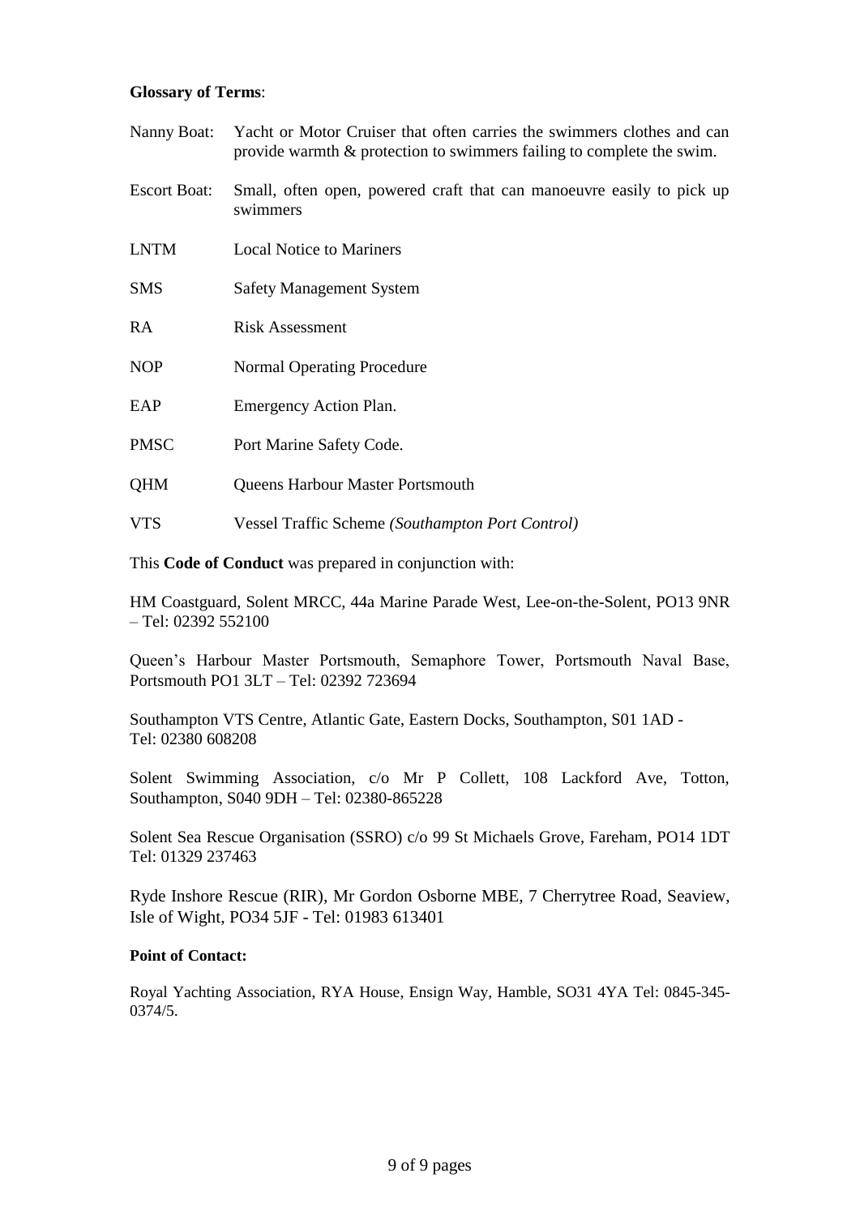**Glossary of Terms**:

| | |
|---|---|
| Nanny Boat: | Yacht or Motor Cruiser that often carries the swimmers clothes and can provide warmth & protection to swimmers failing to complete the swim. |
| Escort Boat: | Small, often open, powered craft that can manoeuvre easily to pick up swimmers |
| LNTM | Local Notice to Mariners |
| SMS | Safety Management System |
| RA | Risk Assessment |
| NOP | Normal Operating Procedure |
| EAP | Emergency Action Plan. |
| PMSC | Port Marine Safety Code. |
| QHM | Queens Harbour Master Portsmouth |
| VTS | Vessel Traffic Scheme *(Southampton Port Control)* |

This **Code of Conduct** was prepared in conjunction with:

HM Coastguard, Solent MRCC, 44a Marine Parade West, Lee-on-the-Solent, PO13 9NR – Tel: 02392 552100

Queen's Harbour Master Portsmouth, Semaphore Tower, Portsmouth Naval Base, Portsmouth PO1 3LT – Tel: 02392 723694

Southampton VTS Centre, Atlantic Gate, Eastern Docks, Southampton, S01 1AD - Tel: 02380 608208

Solent Swimming Association, c/o Mr P Collett, 108 Lackford Ave, Totton, Southampton, S040 9DH – Tel: 02380-865228

Solent Sea Rescue Organisation (SSRO) c/o 99 St Michaels Grove, Fareham, PO14 1DT Tel: 01329 237463

Ryde Inshore Rescue (RIR), Mr Gordon Osborne MBE, 7 Cherrytree Road, Seaview, Isle of Wight, PO34 5JF - Tel: 01983 613401

**Point of Contact:**

Royal Yachting Association, RYA House, Ensign Way, Hamble, SO31 4YA Tel: 0845-345-0374/5.